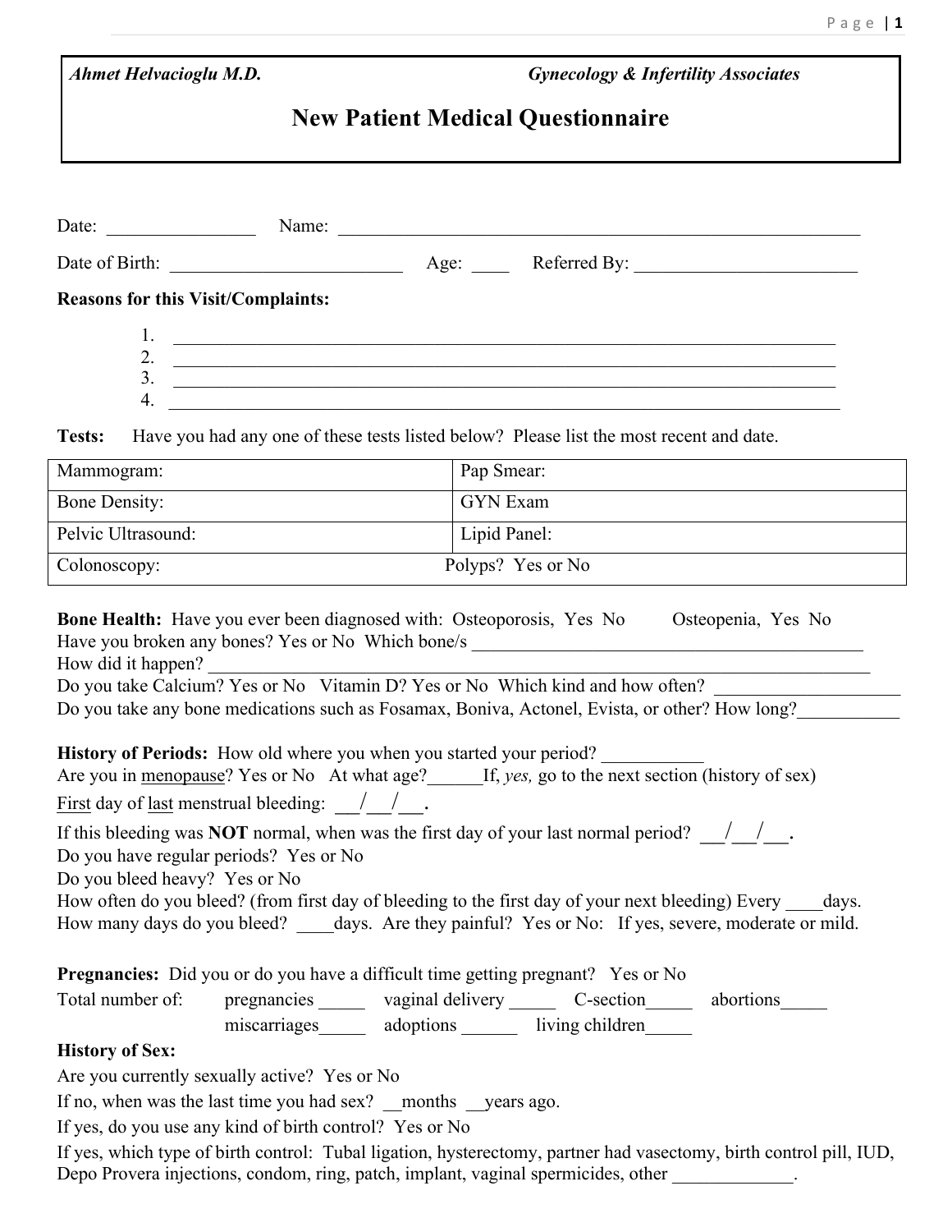*Ahmet Helvacioglu M.D.* *Gynecology & Infertility Associates*

# New Patient Medical Questionnaire

Date: ________________ Name: ____________________________________________________________

Date of Birth: _________________________ Age: ____ Referred By: ________________________

**Reasons for this Visit/Complaints:**

1. ________________________________________________________________________
2. ________________________________________________________________________
3. ________________________________________________________________________
4. ________________________________________________________________________

**Tests:** Have you had any one of these tests listed below? Please list the most recent and date.

| | |
|---|---|
| Mammogram: | Pap Smear: |
| Bone Density: | GYN Exam |
| Pelvic Ultrasound: | Lipid Panel: |
| Colonoscopy: | Polyps? Yes or No |

**Bone Health:** Have you ever been diagnosed with: Osteoporosis, Yes No Osteopenia, Yes No
Have you broken any bones? Yes or No Which bone/s ____________________________________________
How did it happen? ____________________________________________________________________
Do you take Calcium? Yes or No Vitamin D? Yes or No Which kind and how often? ____________________
Do you take any bone medications such as Fosamax, Boniva, Actonel, Evista, or other? How long?___________

**History of Periods:** How old where you when you started your period? ___________
Are you in menopause? Yes or No At what age?______If, *yes,* go to the next section (history of sex)
First day of last menstrual bleeding: ___/___/___.
If this bleeding was **NOT** normal, when was the first day of your last normal period? ___/___/___.
Do you have regular periods? Yes or No
Do you bleed heavy? Yes or No
How often do you bleed? (from first day of bleeding to the first day of your next bleeding) Every ____days.
How many days do you bleed? ____days. Are they painful? Yes or No: If yes, severe, moderate or mild.

**Pregnancies:** Did you or do you have a difficult time getting pregnant? Yes or No
Total number of: pregnancies _____ vaginal delivery _____ C-section_____ abortions_____
miscarriages_____ adoptions ______ living children_____

**History of Sex:**

Are you currently sexually active? Yes or No
If no, when was the last time you had sex? __months __years ago.
If yes, do you use any kind of birth control? Yes or No
If yes, which type of birth control: Tubal ligation, hysterectomy, partner had vasectomy, birth control pill, IUD, Depo Provera injections, condom, ring, patch, implant, vaginal spermicides, other _____________.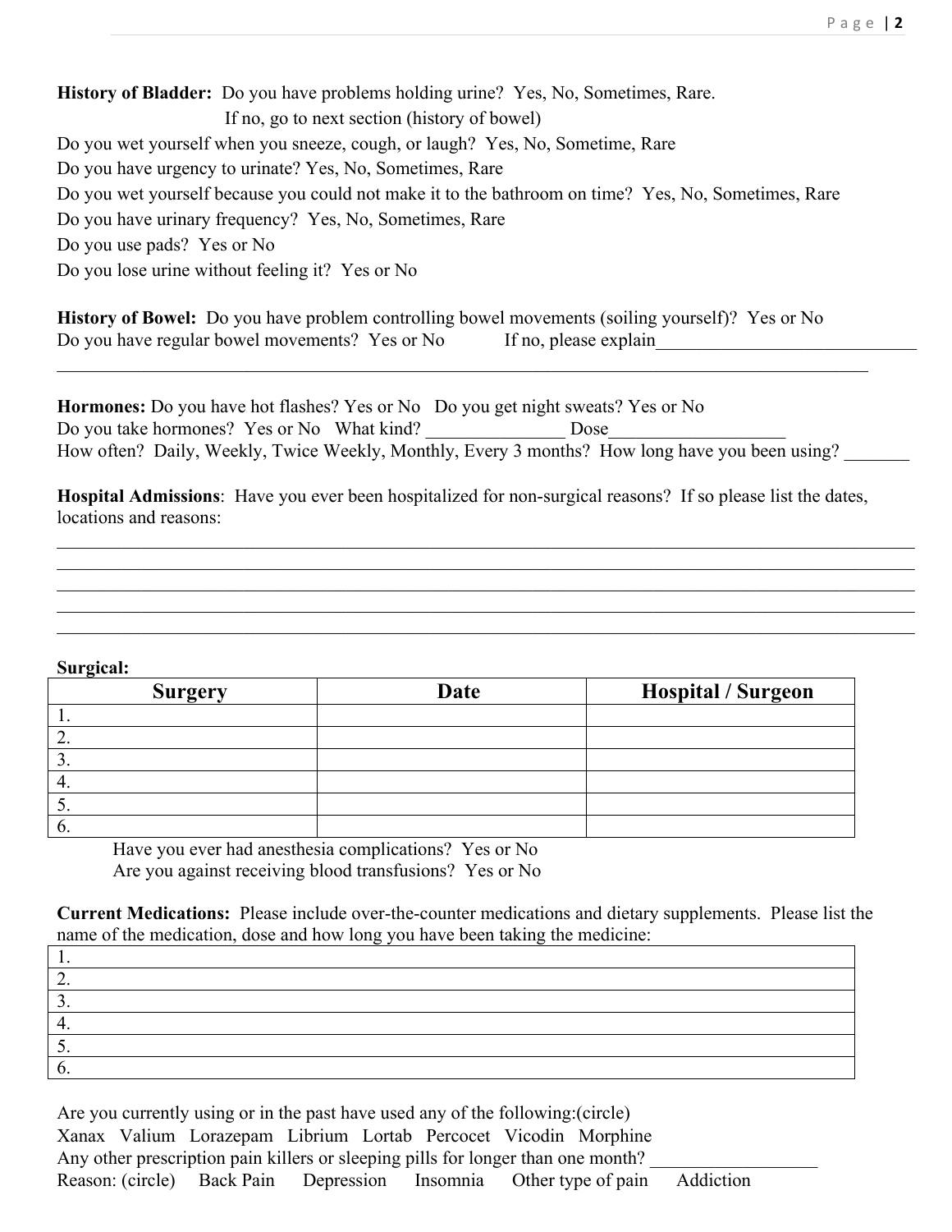**History of Bladder:** Do you have problems holding urine? Yes, No, Sometimes, Rare.

If no, go to next section (history of bowel)

Do you wet yourself when you sneeze, cough, or laugh? Yes, No, Sometime, Rare

Do you have urgency to urinate? Yes, No, Sometimes, Rare

Do you wet yourself because you could not make it to the bathroom on time? Yes, No, Sometimes, Rare

Do you have urinary frequency? Yes, No, Sometimes, Rare

Do you use pads? Yes or No

Do you lose urine without feeling it? Yes or No

**History of Bowel:** Do you have problem controlling bowel movements (soiling yourself)? Yes or No

Do you have regular bowel movements? Yes or No If no, please explain_____________________________

_____________________________________________________________________________________

**Hormones:** Do you have hot flashes? Yes or No Do you get night sweats? Yes or No

Do you take hormones? Yes or No What kind? _______________ Dose___________________

How often? Daily, Weekly, Twice Weekly, Monthly, Every 3 months? How long have you been using? _______

**Hospital Admissions**: Have you ever been hospitalized for non-surgical reasons? If so please list the dates, locations and reasons:

_____________________________________________________________________________________

_____________________________________________________________________________________

_____________________________________________________________________________________

_____________________________________________________________________________________

_____________________________________________________________________________________

**Surgical:**

| Surgery | Date | Hospital / Surgeon |
|---|---|---|
| 1. | | |
| 2. | | |
| 3. | | |
| 4. | | |
| 5. | | |
| 6. | | |

Have you ever had anesthesia complications? Yes or No

Are you against receiving blood transfusions? Yes or No

**Current Medications:** Please include over-the-counter medications and dietary supplements. Please list the name of the medication, dose and how long you have been taking the medicine:

| |
|---|
| 1. |
| 2. |
| 3. |
| 4. |
| 5. |
| 6. |

Are you currently using or in the past have used any of the following:(circle)

Xanax Valium Lorazepam Librium Lortab Percocet Vicodin Morphine

Any other prescription pain killers or sleeping pills for longer than one month? __________________

Reason: (circle) Back Pain Depression Insomnia Other type of pain Addiction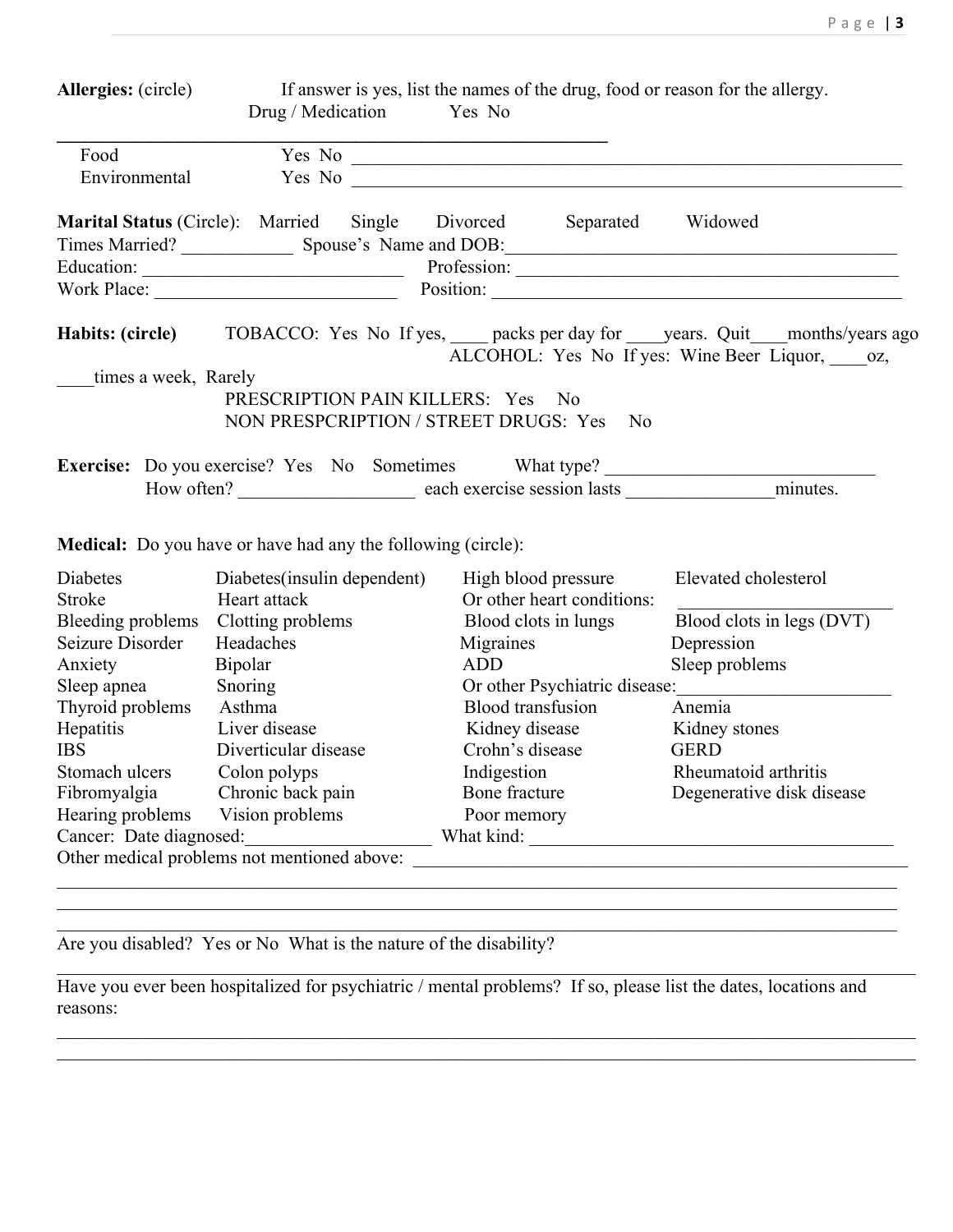**Allergies:** (circle) If answer is yes, list the names of the drug, food or reason for the allergy.

Drug / Medication Yes No

_______________________________________________________________

Food Yes No _______________________________________________________________

Environmental Yes No _______________________________________________________________

**Marital Status** (Circle): Married Single Divorced Separated Widowed

Times Married? ____________ Spouse's Name and DOB:_________________________________________

Education: ____________________________ Profession: ________________________________________

Work Place: __________________________ Position: __________________________________________

**Habits: (circle)** TOBACCO: Yes No If yes, ____ packs per day for ____years. Quit____months/years ago

ALCOHOL: Yes No If yes: Wine Beer Liquor, ____oz, ____times a week, Rarely

PRESCRIPTION PAIN KILLERS: Yes No

NON PRESPCRIPTION / STREET DRUGS: Yes No

**Exercise:** Do you exercise? Yes No Sometimes What type? _____________________________

How often? ___________________ each exercise session lasts ________________minutes.

**Medical:** Do you have or have had any the following (circle):

| | | | |
|---|---|---|---|
| Diabetes | Diabetes(insulin dependent) | High blood pressure | Elevated cholesterol |
| Stroke | Heart attack | Or other heart conditions: | ______________________ |
| Bleeding problems | Clotting problems | Blood clots in lungs | Blood clots in legs (DVT) |
| Seizure Disorder | Headaches | Migraines | Depression |
| Anxiety | Bipolar | ADD | Sleep problems |
| Sleep apnea | Snoring | Or other Psychiatric disease:______________________ | |
| Thyroid problems | Asthma | Blood transfusion | Anemia |
| Hepatitis | Liver disease | Kidney disease | Kidney stones |
| IBS | Diverticular disease | Crohn's disease | GERD |
| Stomach ulcers | Colon polyps | Indigestion | Rheumatoid arthritis |
| Fibromyalgia | Chronic back pain | Bone fracture | Degenerative disk disease |
| Hearing problems | Vision problems | Poor memory | |

Cancer: Date diagnosed:___________________ What kind: ________________________________________

Other medical problems not mentioned above: _______________________________________________________

_______________________________________________________________________________________________

_______________________________________________________________________________________________

_______________________________________________________________________________________________

Are you disabled? Yes or No What is the nature of the disability?

_______________________________________________________________________________________________

Have you ever been hospitalized for psychiatric / mental problems? If so, please list the dates, locations and reasons:

_______________________________________________________________________________________________

_______________________________________________________________________________________________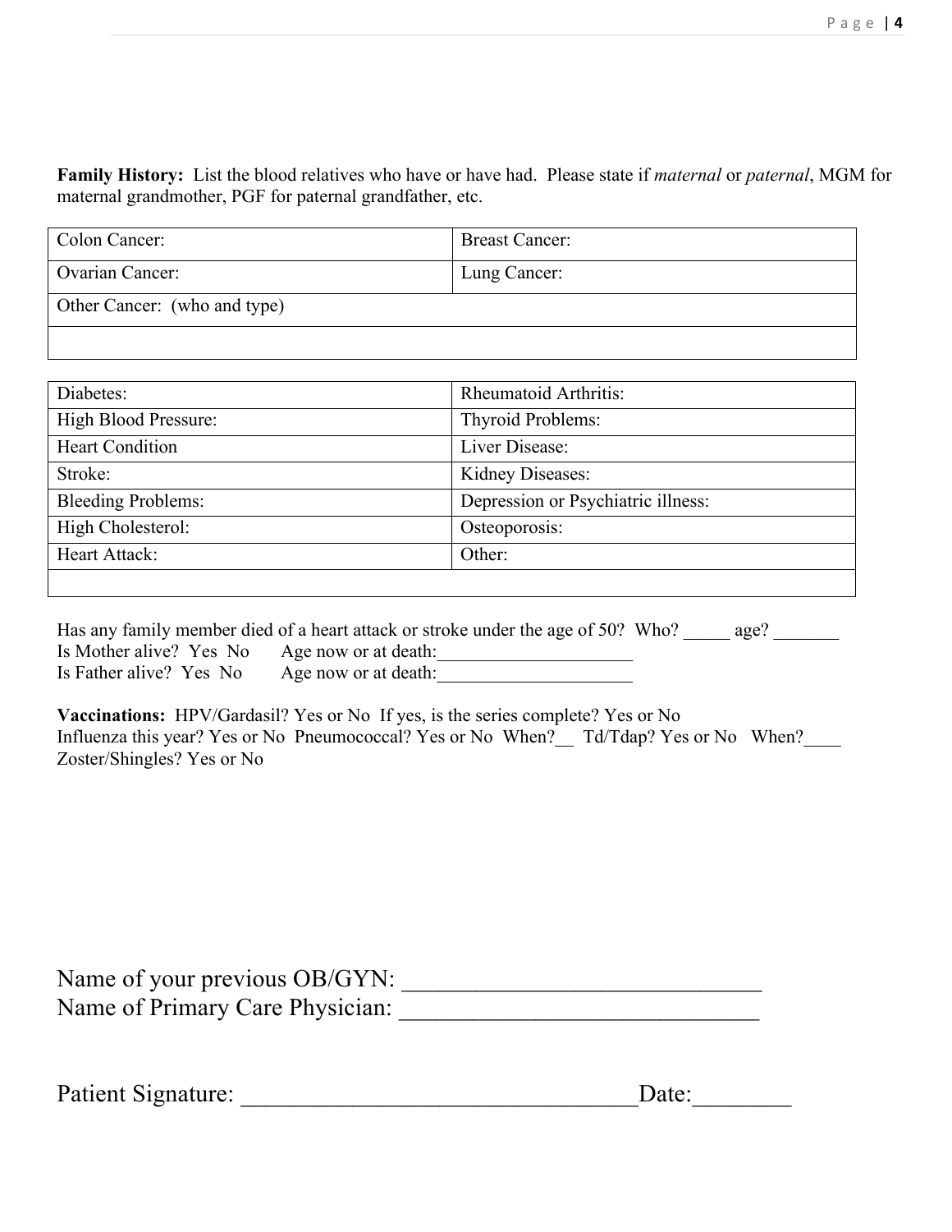**Family History:** List the blood relatives who have or have had. Please state if *maternal* or *paternal*, MGM for maternal grandmother, PGF for paternal grandfather, etc.

| | |
|---|---|
| Colon Cancer: | Breast Cancer: |
| Ovarian Cancer: | Lung Cancer: |
| Other Cancer: (who and type) | |
| | |

| | |
|---|---|
| Diabetes: | Rheumatoid Arthritis: |
| High Blood Pressure: | Thyroid Problems: |
| Heart Condition | Liver Disease: |
| Stroke: | Kidney Diseases: |
| Bleeding Problems: | Depression or Psychiatric illness: |
| High Cholesterol: | Osteoporosis: |
| Heart Attack: | Other: |
| | |

Has any family member died of a heart attack or stroke under the age of 50? Who? _____ age? _______
Is Mother alive? Yes No Age now or at death:_____________________
Is Father alive? Yes No Age now or at death:_____________________

**Vaccinations:** HPV/Gardasil? Yes or No If yes, is the series complete? Yes or No
Influenza this year? Yes or No Pneumococcal? Yes or No When?__ Td/Tdap? Yes or No When?____
Zoster/Shingles? Yes or No

Name of your previous OB/GYN: ______________________________
Name of Primary Care Physician: ______________________________

Patient Signature: ________________________________Date:________